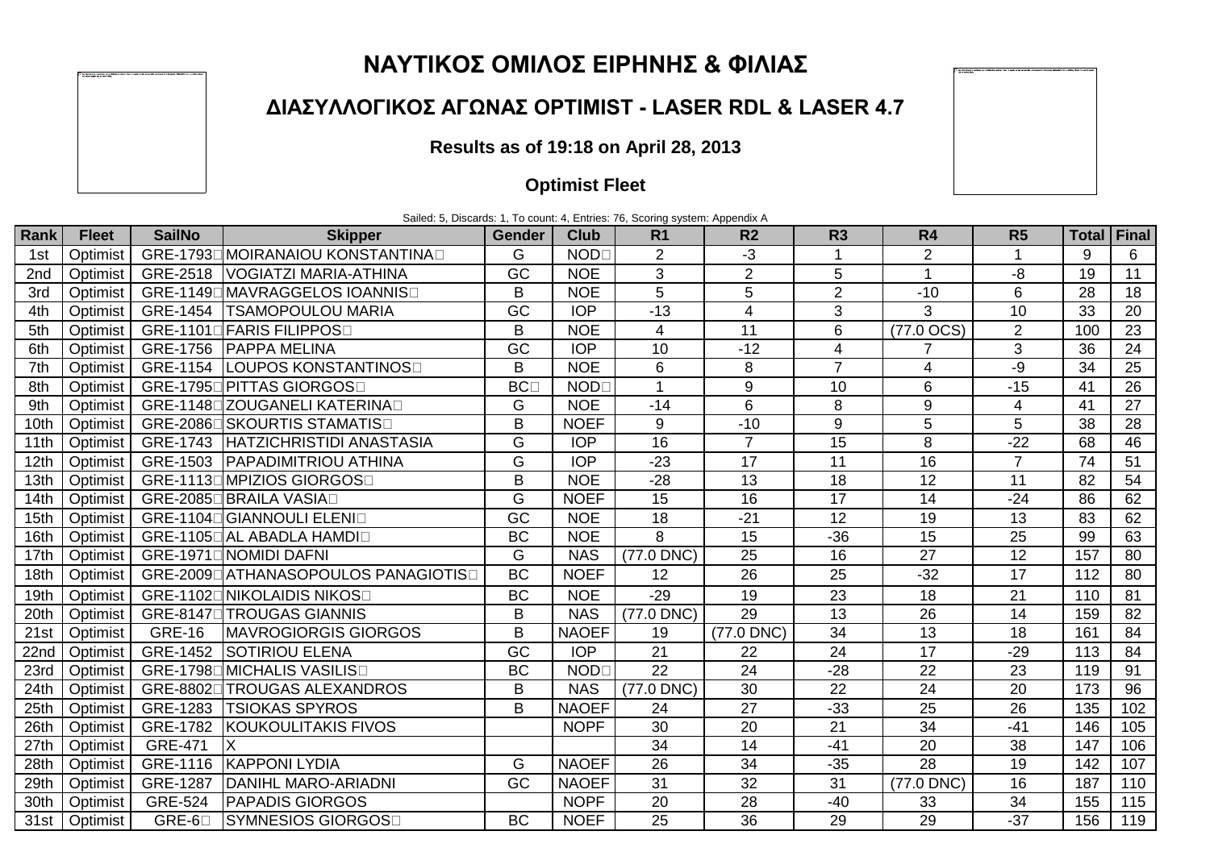# ΝΑΥΤΙΚΟΣ ΟΜΙΛΟΣ ΕΙΡΗΝΗΣ & ΦΙΛΙΑΣ

## ΔΙΑΣΥΛΛΟΓΙΚΟΣ ΑΓΩΝΑΣ OPTIMIST - LASER RDL & LASER 4.7

**Results as of 19:18 on April 28, 2013**

**Optimist Fleet**

Sailed: 5, Discards: 1, To count: 4, Entries: 76, Scoring system: Appendix A

| Rank | Fleet | SailNo | Skipper | Gender | Club | R1 | R2 | R3 | R4 | R5 | Total | Final |
|---|---|---|---|---|---|---|---|---|---|---|---|---|
| 1st | Optimist | GRE-1793 | MOIRANAIOU KONSTANTINA | G | NOD | 2 | -3 | 1 | 2 | 1 | 9 | 6 |
| 2nd | Optimist | GRE-2518 | VOGIATZI MARIA-ATHINA | GC | NOE | 3 | 2 | 5 | 1 | -8 | 19 | 11 |
| 3rd | Optimist | GRE-1149 | MAVRAGGELOS IOANNIS | B | NOE | 5 | 5 | 2 | -10 | 6 | 28 | 18 |
| 4th | Optimist | GRE-1454 | TSAMOPOULOU MARIA | GC | IOP | -13 | 4 | 3 | 3 | 10 | 33 | 20 |
| 5th | Optimist | GRE-1101 | FARIS FILIPPOS | B | NOE | 4 | 11 | 6 | (77.0 OCS) | 2 | 100 | 23 |
| 6th | Optimist | GRE-1756 | PAPPA MELINA | GC | IOP | 10 | -12 | 4 | 7 | 3 | 36 | 24 |
| 7th | Optimist | GRE-1154 | LOUPOS KONSTANTINOS | B | NOE | 6 | 8 | 7 | 4 | -9 | 34 | 25 |
| 8th | Optimist | GRE-1795 | PITTAS GIORGOS | BC | NOD | 1 | 9 | 10 | 6 | -15 | 41 | 26 |
| 9th | Optimist | GRE-1148 | ZOUGANELI KATERINA | G | NOE | -14 | 6 | 8 | 9 | 4 | 41 | 27 |
| 10th | Optimist | GRE-2086 | SKOURTIS STAMATIS | B | NOEF | 9 | -10 | 9 | 5 | 5 | 38 | 28 |
| 11th | Optimist | GRE-1743 | HATZICHRISTIDI ANASTASIA | G | IOP | 16 | 7 | 15 | 8 | -22 | 68 | 46 |
| 12th | Optimist | GRE-1503 | PAPADIMITRIOU ATHINA | G | IOP | -23 | 17 | 11 | 16 | 7 | 74 | 51 |
| 13th | Optimist | GRE-1113 | MPIZIOS GIORGOS | B | NOE | -28 | 13 | 18 | 12 | 11 | 82 | 54 |
| 14th | Optimist | GRE-2085 | BRAILA VASIA | G | NOEF | 15 | 16 | 17 | 14 | -24 | 86 | 62 |
| 15th | Optimist | GRE-1104 | GIANNOULI ELENI | GC | NOE | 18 | -21 | 12 | 19 | 13 | 83 | 62 |
| 16th | Optimist | GRE-1105 | AL ABADLA HAMDI | BC | NOE | 8 | 15 | -36 | 15 | 25 | 99 | 63 |
| 17th | Optimist | GRE-1971 | NOMIDI DAFNI | G | NAS | (77.0 DNC) | 25 | 16 | 27 | 12 | 157 | 80 |
| 18th | Optimist | GRE-2009 | ATHANASOPOULOS PANAGIOTIS | BC | NOEF | 12 | 26 | 25 | -32 | 17 | 112 | 80 |
| 19th | Optimist | GRE-1102 | NIKOLAIDIS NIKOS | BC | NOE | -29 | 19 | 23 | 18 | 21 | 110 | 81 |
| 20th | Optimist | GRE-8147 | TROUGAS GIANNIS | B | NAS | (77.0 DNC) | 29 | 13 | 26 | 14 | 159 | 82 |
| 21st | Optimist | GRE-16 | MAVROGIORGIS GIORGOS | B | NAOEF | 19 | (77.0 DNC) | 34 | 13 | 18 | 161 | 84 |
| 22nd | Optimist | GRE-1452 | SOTIRIOU ELENA | GC | IOP | 21 | 22 | 24 | 17 | -29 | 113 | 84 |
| 23rd | Optimist | GRE-1798 | MICHALIS VASILIS | BC | NOD | 22 | 24 | -28 | 22 | 23 | 119 | 91 |
| 24th | Optimist | GRE-8802 | TROUGAS ALEXANDROS | B | NAS | (77.0 DNC) | 30 | 22 | 24 | 20 | 173 | 96 |
| 25th | Optimist | GRE-1283 | TSIOKAS SPYROS | B | NAOEF | 24 | 27 | -33 | 25 | 26 | 135 | 102 |
| 26th | Optimist | GRE-1782 | KOUKOULITAKIS FIVOS | | NOPF | 30 | 20 | 21 | 34 | -41 | 146 | 105 |
| 27th | Optimist | GRE-471 | X | | | 34 | 14 | -41 | 20 | 38 | 147 | 106 |
| 28th | Optimist | GRE-1116 | KAPPONI LYDIA | G | NAOEF | 26 | 34 | -35 | 28 | 19 | 142 | 107 |
| 29th | Optimist | GRE-1287 | DANIHL MARO-ARIADNI | GC | NAOEF | 31 | 32 | 31 | (77.0 DNC) | 16 | 187 | 110 |
| 30th | Optimist | GRE-524 | PAPADIS GIORGOS | | NOPF | 20 | 28 | -40 | 33 | 34 | 155 | 115 |
| 31st | Optimist | GRE-6 | SYMNESIOS GIORGOS | BC | NOEF | 25 | 36 | 29 | 29 | -37 | 156 | 119 |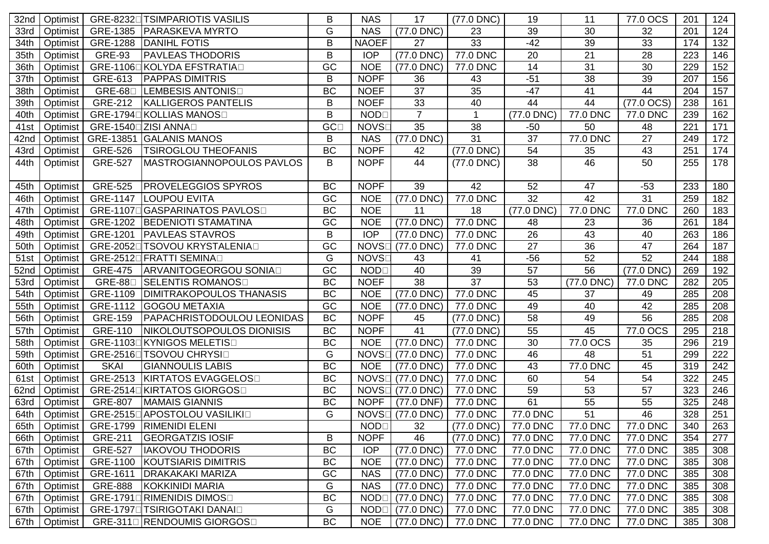| 32nd | Optimist | GRE-8232 | TSIMPARIOTIS VASILIS | B | NAS | 17 | (77.0 DNC) | 19 | 11 | 77.0 OCS | 201 | 124 |
|---|---|---|---|---|---|---|---|---|---|---|---|---|
| 33rd | Optimist | GRE-1385 | PARASKEVA MYRTO | G | NAS | (77.0 DNC) | 23 | 39 | 30 | 32 | 201 | 124 |
| 34th | Optimist | GRE-1288 | DANIHL FOTIS | B | NAOEF | 27 | 33 | -42 | 39 | 33 | 174 | 132 |
| 35th | Optimist | GRE-93 | PAVLEAS THODORIS | B | IOP | (77.0 DNC) | 77.0 DNC | 20 | 21 | 28 | 223 | 146 |
| 36th | Optimist | GRE-1106 | KOLYDA EFSTRATIA | GC | NOE | (77.0 DNC) | 77.0 DNC | 14 | 31 | 30 | 229 | 152 |
| 37th | Optimist | GRE-613 | PAPPAS DIMITRIS | B | NOPF | 36 | 43 | -51 | 38 | 39 | 207 | 156 |
| 38th | Optimist | GRE-68 | LEMBESIS ANTONIS | BC | NOEF | 37 | 35 | -47 | 41 | 44 | 204 | 157 |
| 39th | Optimist | GRE-212 | KALLIGEROS PANTELIS | B | NOEF | 33 | 40 | 44 | 44 | (77.0 OCS) | 238 | 161 |
| 40th | Optimist | GRE-1794 | KOLLIAS MANOS | B | NOD | 7 | 1 | (77.0 DNC) | 77.0 DNC | 77.0 DNC | 239 | 162 |
| 41st | Optimist | GRE-1540 | ZISI ANNA | GC | NOVS | 35 | 38 | -50 | 50 | 48 | 221 | 171 |
| 42nd | Optimist | GRE-13851 | GALANIS MANOS | B | NAS | (77.0 DNC) | 31 | 37 | 77.0 DNC | 27 | 249 | 172 |
| 43rd | Optimist | GRE-526 | TSIROGLOU THEOFANIS | BC | NOPF | 42 | (77.0 DNC) | 54 | 35 | 43 | 251 | 174 |
| 44th | Optimist | GRE-527 | MASTROGIANNOPOULOS PAVLOS | B | NOPF | 44 | (77.0 DNC) | 38 | 46 | 50 | 255 | 178 |
| 45th | Optimist | GRE-525 | PROVELEGGIOS SPYROS | BC | NOPF | 39 | 42 | 52 | 47 | -53 | 233 | 180 |
| 46th | Optimist | GRE-1147 | LOUPOU EVITA | GC | NOE | (77.0 DNC) | 77.0 DNC | 32 | 42 | 31 | 259 | 182 |
| 47th | Optimist | GRE-1107 | GASPARINATOS PAVLOS | BC | NOE | 11 | 18 | (77.0 DNC) | 77.0 DNC | 77.0 DNC | 260 | 183 |
| 48th | Optimist | GRE-1202 | BEDENIOTI STAMATINA | GC | NOE | (77.0 DNC) | 77.0 DNC | 48 | 23 | 36 | 261 | 184 |
| 49th | Optimist | GRE-1201 | PAVLEAS STAVROS | B | IOP | (77.0 DNC) | 77.0 DNC | 26 | 43 | 40 | 263 | 186 |
| 50th | Optimist | GRE-2052 | TSOVOU KRYSTALENIA | GC | NOVS | (77.0 DNC) | 77.0 DNC | 27 | 36 | 47 | 264 | 187 |
| 51st | Optimist | GRE-2512 | FRATTI SEMINA | G | NOVS | 43 | 41 | -56 | 52 | 52 | 244 | 188 |
| 52nd | Optimist | GRE-475 | ARVANITOGEORGOU SONIA | GC | NOD | 40 | 39 | 57 | 56 | (77.0 DNC) | 269 | 192 |
| 53rd | Optimist | GRE-88 | SELENTIS ROMANOS | BC | NOEF | 38 | 37 | 53 | (77.0 DNC) | 77.0 DNC | 282 | 205 |
| 54th | Optimist | GRE-1109 | DIMITRAKOPOULOS THANASIS | BC | NOE | (77.0 DNC) | 77.0 DNC | 45 | 37 | 49 | 285 | 208 |
| 55th | Optimist | GRE-1112 | GOGOU METAXIA | GC | NOE | (77.0 DNC) | 77.0 DNC | 49 | 40 | 42 | 285 | 208 |
| 56th | Optimist | GRE-159 | PAPACHRISTODOULOU LEONIDAS | BC | NOPF | 45 | (77.0 DNC) | 58 | 49 | 56 | 285 | 208 |
| 57th | Optimist | GRE-110 | NIKOLOUTSOPOULOS DIONISIS | BC | NOPF | 41 | (77.0 DNC) | 55 | 45 | 77.0 OCS | 295 | 218 |
| 58th | Optimist | GRE-1103 | KYNIGOS MELETIS | BC | NOE | (77.0 DNC) | 77.0 DNC | 30 | 77.0 OCS | 35 | 296 | 219 |
| 59th | Optimist | GRE-2516 | TSOVOU CHRYSI | G | NOVS | (77.0 DNC) | 77.0 DNC | 46 | 48 | 51 | 299 | 222 |
| 60th | Optimist | SKAI | GIANNOULIS LABIS | BC | NOE | (77.0 DNC) | 77.0 DNC | 43 | 77.0 DNC | 45 | 319 | 242 |
| 61st | Optimist | GRE-2513 | KIRTATOS EVAGGELOS | BC | NOVS | (77.0 DNC) | 77.0 DNC | 60 | 54 | 54 | 322 | 245 |
| 62nd | Optimist | GRE-2514 | KIRTATOS GIORGOS | BC | NOVS | (77.0 DNC) | 77.0 DNC | 59 | 53 | 57 | 323 | 246 |
| 63rd | Optimist | GRE-807 | MAMAIS GIANNIS | BC | NOPF | (77.0 DNF) | 77.0 DNC | 61 | 55 | 55 | 325 | 248 |
| 64th | Optimist | GRE-2515 | APOSTOLOU VASILIKI | G | NOVS | (77.0 DNC) | 77.0 DNC | 77.0 DNC | 51 | 46 | 328 | 251 |
| 65th | Optimist | GRE-1799 | RIMENIDI ELENI | | NOD | 32 | (77.0 DNC) | 77.0 DNC | 77.0 DNC | 77.0 DNC | 340 | 263 |
| 66th | Optimist | GRE-211 | GEORGATZIS IOSIF | B | NOPF | 46 | (77.0 DNC) | 77.0 DNC | 77.0 DNC | 77.0 DNC | 354 | 277 |
| 67th | Optimist | GRE-527 | IAKOVOU THODORIS | BC | IOP | (77.0 DNC) | 77.0 DNC | 77.0 DNC | 77.0 DNC | 77.0 DNC | 385 | 308 |
| 67th | Optimist | GRE-1100 | KOUTSIARIS DIMITRIS | BC | NOE | (77.0 DNC) | 77.0 DNC | 77.0 DNC | 77.0 DNC | 77.0 DNC | 385 | 308 |
| 67th | Optimist | GRE-1611 | DRAKAKAKI MARIZA | GC | NAS | (77.0 DNC) | 77.0 DNC | 77.0 DNC | 77.0 DNC | 77.0 DNC | 385 | 308 |
| 67th | Optimist | GRE-888 | KOKKINIDI MARIA | G | NAS | (77.0 DNC) | 77.0 DNC | 77.0 DNC | 77.0 DNC | 77.0 DNC | 385 | 308 |
| 67th | Optimist | GRE-1791 | RIMENIDIS DIMOS | BC | NOD | (77.0 DNC) | 77.0 DNC | 77.0 DNC | 77.0 DNC | 77.0 DNC | 385 | 308 |
| 67th | Optimist | GRE-1797 | TSIRIGOTAKI DANAI | G | NOD | (77.0 DNC) | 77.0 DNC | 77.0 DNC | 77.0 DNC | 77.0 DNC | 385 | 308 |
| 67th | Optimist | GRE-311 | RENDOUMIS GIORGOS | BC | NOE | (77.0 DNC) | 77.0 DNC | 77.0 DNC | 77.0 DNC | 77.0 DNC | 385 | 308 |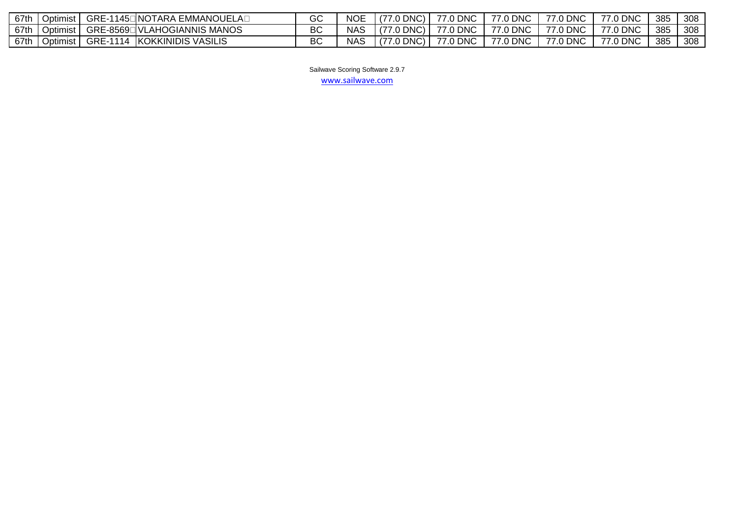| | | | | | | | | | | | | |
|---|---|---|---|---|---|---|---|---|---|---|---|---|
| 67th | Optimist | GRE-1145 | NOTARA EMMANOUELA | GC | NOE | (77.0 DNC) | 77.0 DNC | 77.0 DNC | 77.0 DNC | 77.0 DNC | 385 | 308 |
| 67th | Optimist | GRE-8569 | VLAHOGIANNIS MANOS | BC | NAS | (77.0 DNC) | 77.0 DNC | 77.0 DNC | 77.0 DNC | 77.0 DNC | 385 | 308 |
| 67th | Optimist | GRE-1114 | KOKKINIDIS VASILIS | BC | NAS | (77.0 DNC) | 77.0 DNC | 77.0 DNC | 77.0 DNC | 77.0 DNC | 385 | 308 |

Sailwave Scoring Software 2.9.7

www.sailwave.com